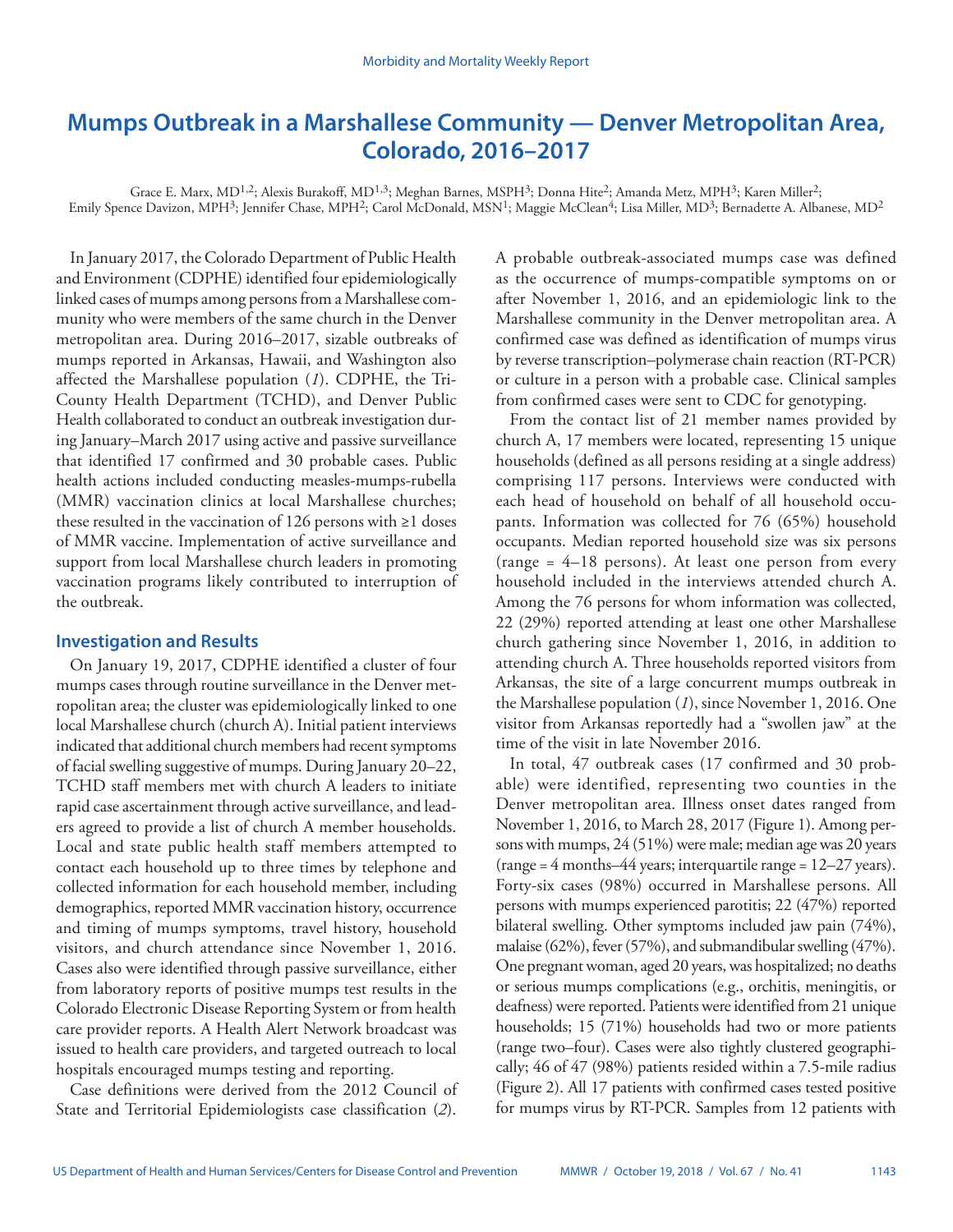# Mumps Outbreak in a Marshallese Community — Denver Metropolitan Area, Colorado, 2016–2017

Grace E. Marx, MD[1,2]; Alexis Burakoff, MD[1,3]; Meghan Barnes, MSPH[3]; Donna Hite[2]; Amanda Metz, MPH[3]; Karen Miller[2]; Emily Spence Davizon, MPH[3]; Jennifer Chase, MPH[2]; Carol McDonald, MSN[1]; Maggie McClean[4]; Lisa Miller, MD[3]; Bernadette A. Albanese, MD[2]

In January 2017, the Colorado Department of Public Health and Environment (CDPHE) identified four epidemiologically linked cases of mumps among persons from a Marshallese community who were members of the same church in the Denver metropolitan area. During 2016–2017, sizable outbreaks of mumps reported in Arkansas, Hawaii, and Washington also affected the Marshallese population (*1*). CDPHE, the Tri-County Health Department (TCHD), and Denver Public Health collaborated to conduct an outbreak investigation during January–March 2017 using active and passive surveillance that identified 17 confirmed and 30 probable cases. Public health actions included conducting measles-mumps-rubella (MMR) vaccination clinics at local Marshallese churches; these resulted in the vaccination of 126 persons with ≥1 doses of MMR vaccine. Implementation of active surveillance and support from local Marshallese church leaders in promoting vaccination programs likely contributed to interruption of the outbreak.

## Investigation and Results

On January 19, 2017, CDPHE identified a cluster of four mumps cases through routine surveillance in the Denver metropolitan area; the cluster was epidemiologically linked to one local Marshallese church (church A). Initial patient interviews indicated that additional church members had recent symptoms of facial swelling suggestive of mumps. During January 20–22, TCHD staff members met with church A leaders to initiate rapid case ascertainment through active surveillance, and leaders agreed to provide a list of church A member households. Local and state public health staff members attempted to contact each household up to three times by telephone and collected information for each household member, including demographics, reported MMR vaccination history, occurrence and timing of mumps symptoms, travel history, household visitors, and church attendance since November 1, 2016. Cases also were identified through passive surveillance, either from laboratory reports of positive mumps test results in the Colorado Electronic Disease Reporting System or from health care provider reports. A Health Alert Network broadcast was issued to health care providers, and targeted outreach to local hospitals encouraged mumps testing and reporting.

Case definitions were derived from the 2012 Council of State and Territorial Epidemiologists case classification (*2*). A probable outbreak-associated mumps case was defined as the occurrence of mumps-compatible symptoms on or after November 1, 2016, and an epidemiologic link to the Marshallese community in the Denver metropolitan area. A confirmed case was defined as identification of mumps virus by reverse transcription–polymerase chain reaction (RT-PCR) or culture in a person with a probable case. Clinical samples from confirmed cases were sent to CDC for genotyping.

From the contact list of 21 member names provided by church A, 17 members were located, representing 15 unique households (defined as all persons residing at a single address) comprising 117 persons. Interviews were conducted with each head of household on behalf of all household occupants. Information was collected for 76 (65%) household occupants. Median reported household size was six persons (range = 4–18 persons). At least one person from every household included in the interviews attended church A. Among the 76 persons for whom information was collected, 22 (29%) reported attending at least one other Marshallese church gathering since November 1, 2016, in addition to attending church A. Three households reported visitors from Arkansas, the site of a large concurrent mumps outbreak in the Marshallese population (*1*), since November 1, 2016. One visitor from Arkansas reportedly had a "swollen jaw" at the time of the visit in late November 2016.

In total, 47 outbreak cases (17 confirmed and 30 probable) were identified, representing two counties in the Denver metropolitan area. Illness onset dates ranged from November 1, 2016, to March 28, 2017 (Figure 1). Among persons with mumps, 24 (51%) were male; median age was 20 years (range = 4 months–44 years; interquartile range = 12–27 years). Forty-six cases (98%) occurred in Marshallese persons. All persons with mumps experienced parotitis; 22 (47%) reported bilateral swelling. Other symptoms included jaw pain (74%), malaise (62%), fever (57%), and submandibular swelling (47%). One pregnant woman, aged 20 years, was hospitalized; no deaths or serious mumps complications (e.g., orchitis, meningitis, or deafness) were reported. Patients were identified from 21 unique households; 15 (71%) households had two or more patients (range two–four). Cases were also tightly clustered geographically; 46 of 47 (98%) patients resided within a 7.5-mile radius (Figure 2). All 17 patients with confirmed cases tested positive for mumps virus by RT-PCR. Samples from 12 patients with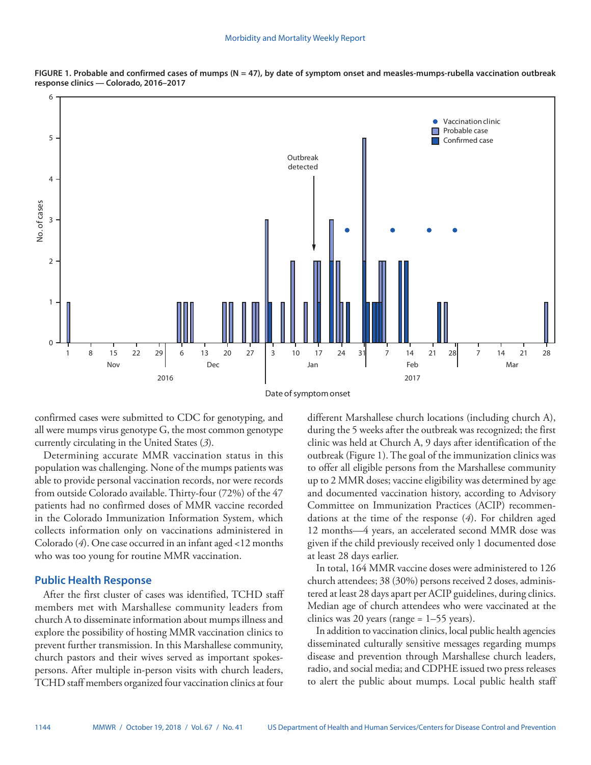**FIGURE 1. Probable and confirmed cases of mumps (N = 47), by date of symptom onset and measles-mumps-rubella vaccination outbreak response clinics — Colorado, 2016–2017**

confirmed cases were submitted to CDC for genotyping, and all were mumps virus genotype G, the most common genotype currently circulating in the United States (*3*).

Determining accurate MMR vaccination status in this population was challenging. None of the mumps patients was able to provide personal vaccination records, nor were records from outside Colorado available. Thirty-four (72%) of the 47 patients had no confirmed doses of MMR vaccine recorded in the Colorado Immunization Information System, which collects information only on vaccinations administered in Colorado (*4*). One case occurred in an infant aged <12 months who was too young for routine MMR vaccination.

## Public Health Response

After the first cluster of cases was identified, TCHD staff members met with Marshallese community leaders from church A to disseminate information about mumps illness and explore the possibility of hosting MMR vaccination clinics to prevent further transmission. In this Marshallese community, church pastors and their wives served as important spokespersons. After multiple in-person visits with church leaders, TCHD staff members organized four vaccination clinics at four different Marshallese church locations (including church A), during the 5 weeks after the outbreak was recognized; the first clinic was held at Church A, 9 days after identification of the outbreak (Figure 1). The goal of the immunization clinics was to offer all eligible persons from the Marshallese community up to 2 MMR doses; vaccine eligibility was determined by age and documented vaccination history, according to Advisory Committee on Immunization Practices (ACIP) recommendations at the time of the response (*4*). For children aged 12 months—4 years, an accelerated second MMR dose was given if the child previously received only 1 documented dose at least 28 days earlier.

In total, 164 MMR vaccine doses were administered to 126 church attendees; 38 (30%) persons received 2 doses, administered at least 28 days apart per ACIP guidelines, during clinics. Median age of church attendees who were vaccinated at the clinics was 20 years (range = 1–55 years).

In addition to vaccination clinics, local public health agencies disseminated culturally sensitive messages regarding mumps disease and prevention through Marshallese church leaders, radio, and social media; and CDPHE issued two press releases to alert the public about mumps. Local public health staff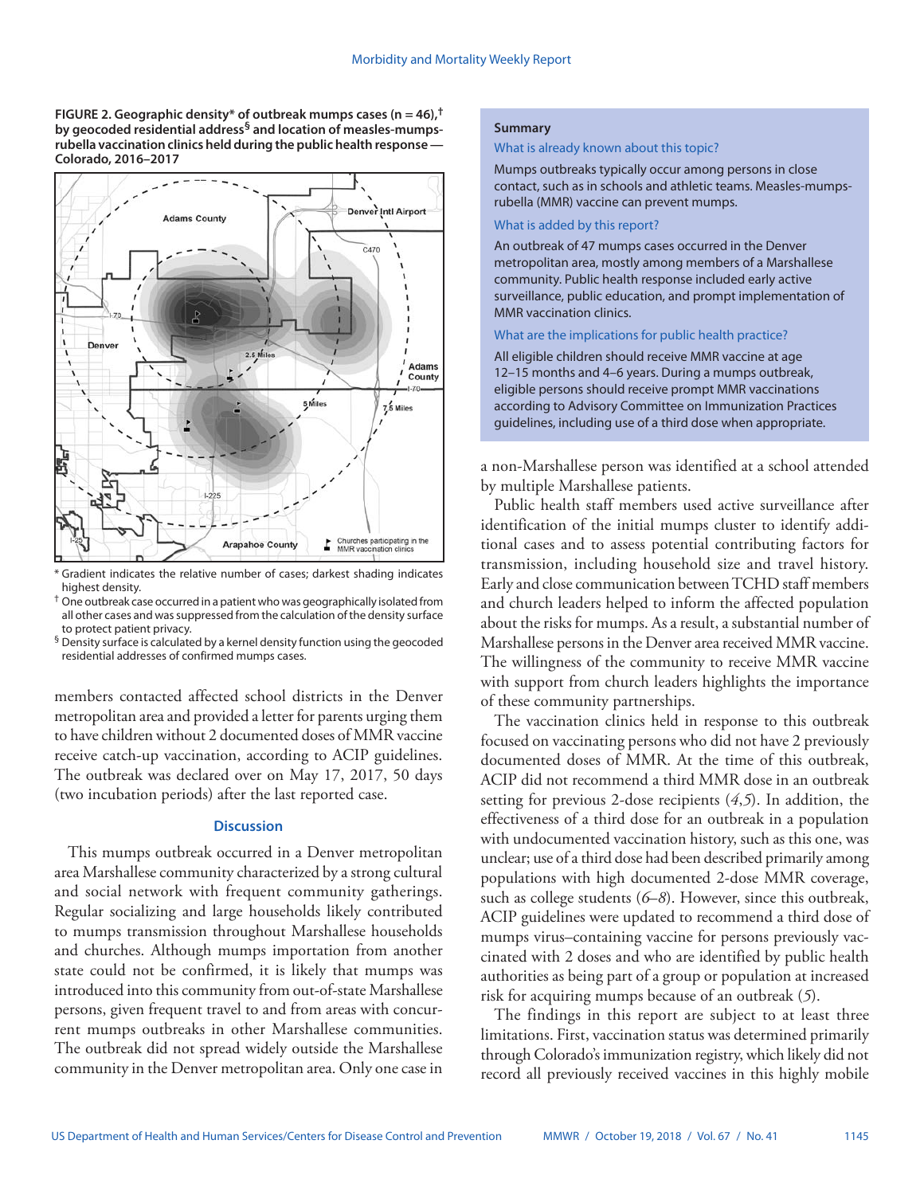**FIGURE 2. Geographic density* of outbreak mumps cases (n = 46),† by geocoded residential address§ and location of measles-mumps-rubella vaccination clinics held during the public health response — Colorado, 2016–2017**

Adams County
Denver Intl Airport
C470
I-70
Denver
2.5 Miles
Adams County
I-70
5 Miles
7.5 Miles
I-225
I-25
Arapahoe County
Churches participating in the MMR vaccination clinics

\* Gradient indicates the relative number of cases; darkest shading indicates highest density.

† One outbreak case occurred in a patient who was geographically isolated from all other cases and was suppressed from the calculation of the density surface to protect patient privacy.

§ Density surface is calculated by a kernel density function using the geocoded residential addresses of confirmed mumps cases.

members contacted affected school districts in the Denver metropolitan area and provided a letter for parents urging them to have children without 2 documented doses of MMR vaccine receive catch-up vaccination, according to ACIP guidelines. The outbreak was declared over on May 17, 2017, 50 days (two incubation periods) after the last reported case.

## Discussion

This mumps outbreak occurred in a Denver metropolitan area Marshallese community characterized by a strong cultural and social network with frequent community gatherings. Regular socializing and large households likely contributed to mumps transmission throughout Marshallese households and churches. Although mumps importation from another state could not be confirmed, it is likely that mumps was introduced into this community from out-of-state Marshallese persons, given frequent travel to and from areas with concurrent mumps outbreaks in other Marshallese communities. The outbreak did not spread widely outside the Marshallese community in the Denver metropolitan area. Only one case in a non-Marshallese person was identified at a school attended by multiple Marshallese patients.

Public health staff members used active surveillance after identification of the initial mumps cluster to identify additional cases and to assess potential contributing factors for transmission, including household size and travel history. Early and close communication between TCHD staff members and church leaders helped to inform the affected population about the risks for mumps. As a result, a substantial number of Marshallese persons in the Denver area received MMR vaccine. The willingness of the community to receive MMR vaccine with support from church leaders highlights the importance of these community partnerships.

The vaccination clinics held in response to this outbreak focused on vaccinating persons who did not have 2 previously documented doses of MMR. At the time of this outbreak, ACIP did not recommend a third MMR dose in an outbreak setting for previous 2-dose recipients (*4*,*5*). In addition, the effectiveness of a third dose for an outbreak in a population with undocumented vaccination history, such as this one, was unclear; use of a third dose had been described primarily among populations with high documented 2-dose MMR coverage, such as college students (*6*–*8*). However, since this outbreak, ACIP guidelines were updated to recommend a third dose of mumps virus–containing vaccine for persons previously vaccinated with 2 doses and who are identified by public health authorities as being part of a group or population at increased risk for acquiring mumps because of an outbreak (*5*).

The findings in this report are subject to at least three limitations. First, vaccination status was determined primarily through Colorado's immunization registry, which likely did not record all previously received vaccines in this highly mobile

**Summary**

What is already known about this topic?

Mumps outbreaks typically occur among persons in close contact, such as in schools and athletic teams. Measles-mumps-rubella (MMR) vaccine can prevent mumps.

What is added by this report?

An outbreak of 47 mumps cases occurred in the Denver metropolitan area, mostly among members of a Marshallese community. Public health response included early active surveillance, public education, and prompt implementation of MMR vaccination clinics.

What are the implications for public health practice?

All eligible children should receive MMR vaccine at age 12–15 months and 4–6 years. During a mumps outbreak, eligible persons should receive prompt MMR vaccinations according to Advisory Committee on Immunization Practices guidelines, including use of a third dose when appropriate.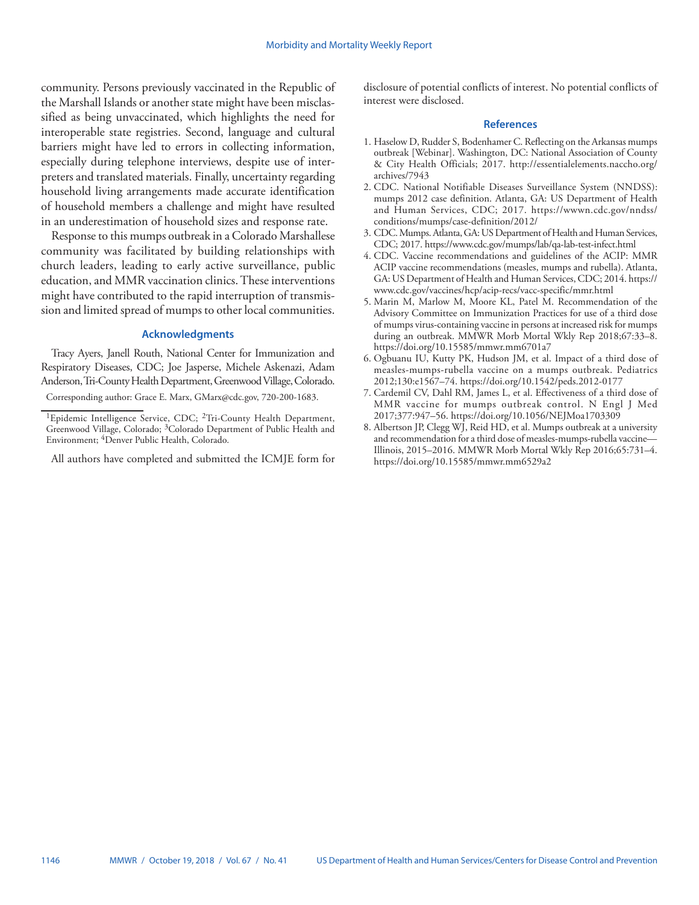community. Persons previously vaccinated in the Republic of the Marshall Islands or another state might have been misclassified as being unvaccinated, which highlights the need for interoperable state registries. Second, language and cultural barriers might have led to errors in collecting information, especially during telephone interviews, despite use of interpreters and translated materials. Finally, uncertainty regarding household living arrangements made accurate identification of household members a challenge and might have resulted in an underestimation of household sizes and response rate.

Response to this mumps outbreak in a Colorado Marshallese community was facilitated by building relationships with church leaders, leading to early active surveillance, public education, and MMR vaccination clinics. These interventions might have contributed to the rapid interruption of transmission and limited spread of mumps to other local communities.

## Acknowledgments

Tracy Ayers, Janell Routh, National Center for Immunization and Respiratory Diseases, CDC; Joe Jasperse, Michele Askenazi, Adam Anderson, Tri-County Health Department, Greenwood Village, Colorado.

Corresponding author: Grace E. Marx, GMarx@cdc.gov, 720-200-1683.

[1]Epidemic Intelligence Service, CDC; [2]Tri-County Health Department, Greenwood Village, Colorado; [3]Colorado Department of Public Health and Environment; [4]Denver Public Health, Colorado.

All authors have completed and submitted the ICMJE form for disclosure of potential conflicts of interest. No potential conflicts of interest were disclosed.

## References

1. Haselow D, Rudder S, Bodenhamer C. Reflecting on the Arkansas mumps outbreak [Webinar]. Washington, DC: National Association of County & City Health Officials; 2017. http://essentialelements.naccho.org/archives/7943
2. CDC. National Notifiable Diseases Surveillance System (NNDSS): mumps 2012 case definition. Atlanta, GA: US Department of Health and Human Services, CDC; 2017. https://wwwn.cdc.gov/nndss/conditions/mumps/case-definition/2012/
3. CDC. Mumps. Atlanta, GA: US Department of Health and Human Services, CDC; 2017. https://www.cdc.gov/mumps/lab/qa-lab-test-infect.html
4. CDC. Vaccine recommendations and guidelines of the ACIP: MMR ACIP vaccine recommendations (measles, mumps and rubella). Atlanta, GA: US Department of Health and Human Services, CDC; 2014. https://www.cdc.gov/vaccines/hcp/acip-recs/vacc-specific/mmr.html
5. Marin M, Marlow M, Moore KL, Patel M. Recommendation of the Advisory Committee on Immunization Practices for use of a third dose of mumps virus-containing vaccine in persons at increased risk for mumps during an outbreak. MMWR Morb Mortal Wkly Rep 2018;67:33–8. https://doi.org/10.15585/mmwr.mm6701a7
6. Ogbuanu IU, Kutty PK, Hudson JM, et al. Impact of a third dose of measles-mumps-rubella vaccine on a mumps outbreak. Pediatrics 2012;130:e1567–74. https://doi.org/10.1542/peds.2012-0177
7. Cardemil CV, Dahl RM, James L, et al. Effectiveness of a third dose of MMR vaccine for mumps outbreak control. N Engl J Med 2017;377:947–56. https://doi.org/10.1056/NEJMoa1703309
8. Albertson JP, Clegg WJ, Reid HD, et al. Mumps outbreak at a university and recommendation for a third dose of measles-mumps-rubella vaccine—Illinois, 2015–2016. MMWR Morb Mortal Wkly Rep 2016;65:731–4. https://doi.org/10.15585/mmwr.mm6529a2